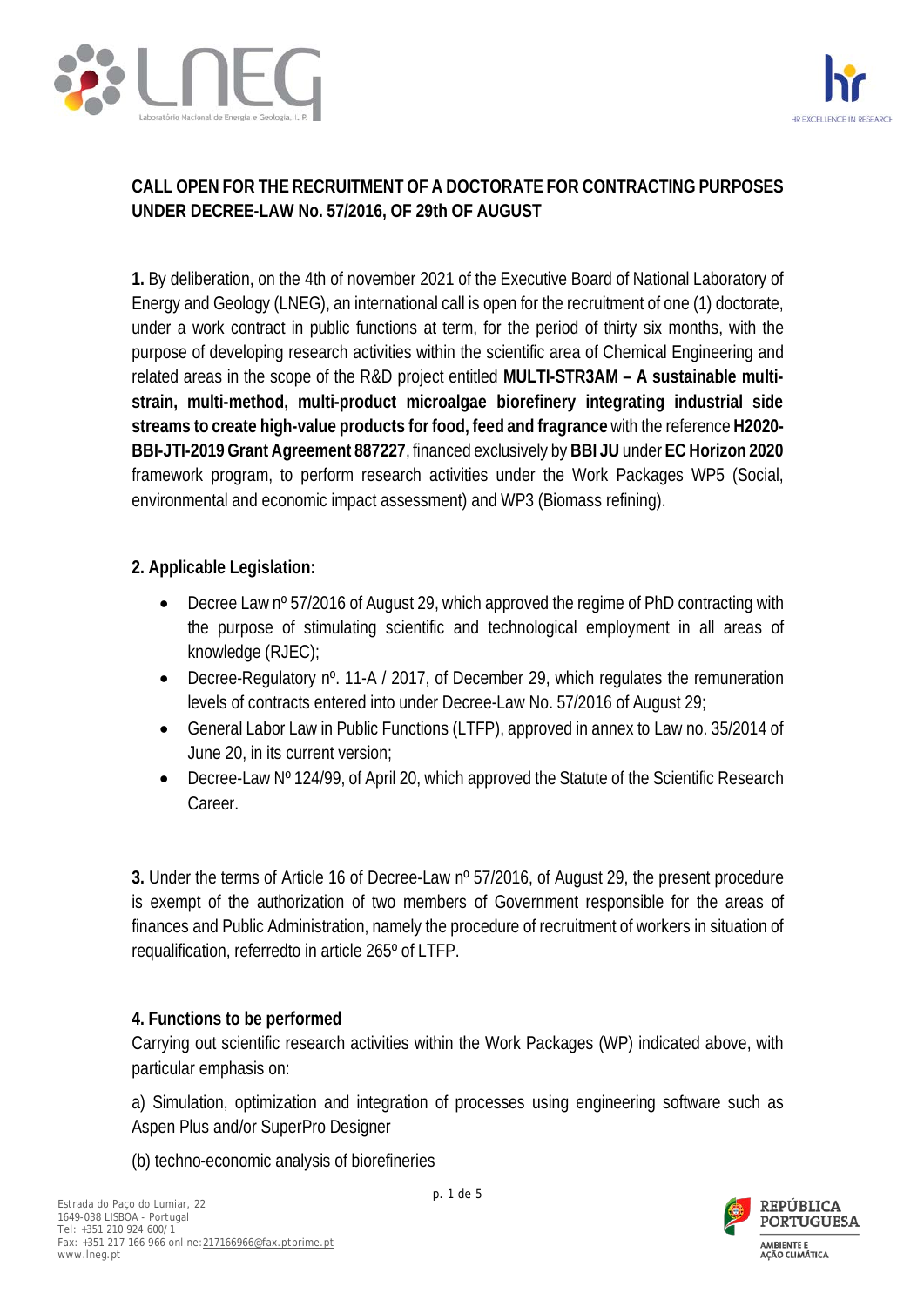**CALL OPEN FOR THE RECRUITMENT OF A DOCTORATE FOR CONTRACTING PURPOSES UNDER DECREE-LAW No. 57/2016, OF 29th OF AUGUST**

**1.** By deliberation, on the 4th of november 2021 of the Executive Board of National Laboratory of Energy and Geology (LNEG), an international call is open for the recruitment of one (1) doctorate, under a work contract in public functions at term, for the period of thirty six months, with the purpose of developing research activities within the scientific area of Chemical Engineering and related areas in the scope of the R&D project entitled **MULTI-STR3AM – A sustainable multi-strain, multi-method, multi-product microalgae biorefinery integrating industrial side streams to create high-value products for food, feed and fragrance** with the reference **H2020-BBI-JTI-2019 Grant Agreement 887227**, financed exclusively by **BBI JU** under **EC Horizon 2020** framework program, to perform research activities under the Work Packages WP5 (Social, environmental and economic impact assessment) and WP3 (Biomass refining).

**2. Applicable Legislation:**

- Decree Law nº 57/2016 of August 29, which approved the regime of PhD contracting with the purpose of stimulating scientific and technological employment in all areas of knowledge (RJEC);
- Decree-Regulatory nº. 11-A / 2017, of December 29, which regulates the remuneration levels of contracts entered into under Decree-Law No. 57/2016 of August 29;
- General Labor Law in Public Functions (LTFP), approved in annex to Law no. 35/2014 of June 20, in its current version;
- Decree-Law Nº 124/99, of April 20, which approved the Statute of the Scientific Research Career.

**3.** Under the terms of Article 16 of Decree-Law nº 57/2016, of August 29, the present procedure is exempt of the authorization of two members of Government responsible for the areas of finances and Public Administration, namely the procedure of recruitment of workers in situation of requalification, referredto in article 265º of LTFP.

**4. Functions to be performed**

Carrying out scientific research activities within the Work Packages (WP) indicated above, with particular emphasis on:

a) Simulation, optimization and integration of processes using engineering software such as Aspen Plus and/or SuperPro Designer

(b) techno-economic analysis of biorefineries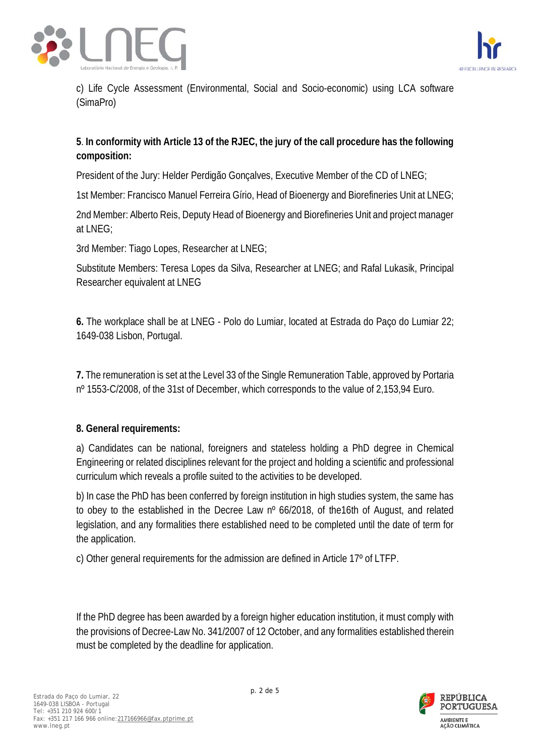c) Life Cycle Assessment (Environmental, Social and Socio-economic) using LCA software (SimaPro)

**5**. **In conformity with Article 13 of the RJEC, the jury of the call procedure has the following composition:**

President of the Jury: Helder Perdigão Gonçalves, Executive Member of the CD of LNEG;

1st Member: Francisco Manuel Ferreira Gírio, Head of Bioenergy and Biorefineries Unit at LNEG;

2nd Member: Alberto Reis, Deputy Head of Bioenergy and Biorefineries Unit and project manager at LNEG;

3rd Member: Tiago Lopes, Researcher at LNEG;

Substitute Members: Teresa Lopes da Silva, Researcher at LNEG; and Rafal Lukasik, Principal Researcher equivalent at LNEG

**6.** The workplace shall be at LNEG - Polo do Lumiar, located at Estrada do Paço do Lumiar 22; 1649-038 Lisbon, Portugal.

**7.** The remuneration is set at the Level 33 of the Single Remuneration Table, approved by Portaria nº 1553-C/2008, of the 31st of December, which corresponds to the value of 2,153,94 Euro.

**8. General requirements:**

a) Candidates can be national, foreigners and stateless holding a PhD degree in Chemical Engineering or related disciplines relevant for the project and holding a scientific and professional curriculum which reveals a profile suited to the activities to be developed.

b) In case the PhD has been conferred by foreign institution in high studies system, the same has to obey to the established in the Decree Law nº 66/2018, of the16th of August, and related legislation, and any formalities there established need to be completed until the date of term for the application.

c) Other general requirements for the admission are defined in Article 17º of LTFP.

If the PhD degree has been awarded by a foreign higher education institution, it must comply with the provisions of Decree-Law No. 341/2007 of 12 October, and any formalities established therein must be completed by the deadline for application.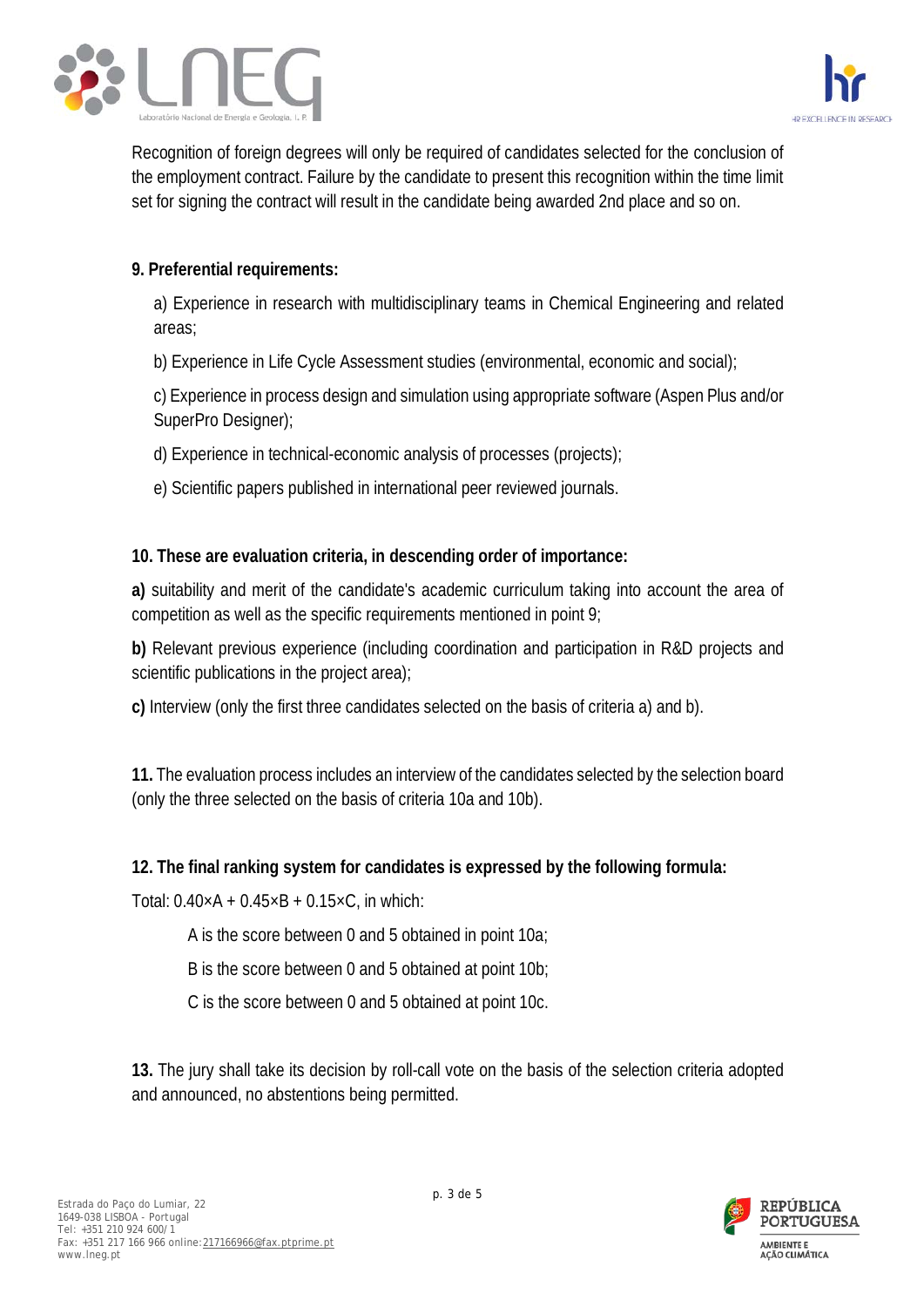Recognition of foreign degrees will only be required of candidates selected for the conclusion of the employment contract. Failure by the candidate to present this recognition within the time limit set for signing the contract will result in the candidate being awarded 2nd place and so on.

**9. Preferential requirements:**

a) Experience in research with multidisciplinary teams in Chemical Engineering and related areas;

b) Experience in Life Cycle Assessment studies (environmental, economic and social);

c) Experience in process design and simulation using appropriate software (Aspen Plus and/or SuperPro Designer);

d) Experience in technical-economic analysis of processes (projects);

e) Scientific papers published in international peer reviewed journals.

**10. These are evaluation criteria, in descending order of importance:**

**a)** suitability and merit of the candidate's academic curriculum taking into account the area of competition as well as the specific requirements mentioned in point 9;

**b)** Relevant previous experience (including coordination and participation in R&D projects and scientific publications in the project area);

**c)** Interview (only the first three candidates selected on the basis of criteria a) and b).

**11.** The evaluation process includes an interview of the candidates selected by the selection board (only the three selected on the basis of criteria 10a and 10b).

**12. The final ranking system for candidates is expressed by the following formula:**

Total: $0.40 \times A + 0.45 \times B + 0.15 \times C$, in which:

A is the score between 0 and 5 obtained in point 10a;

B is the score between 0 and 5 obtained at point 10b;

C is the score between 0 and 5 obtained at point 10c.

**13.** The jury shall take its decision by roll-call vote on the basis of the selection criteria adopted and announced, no abstentions being permitted.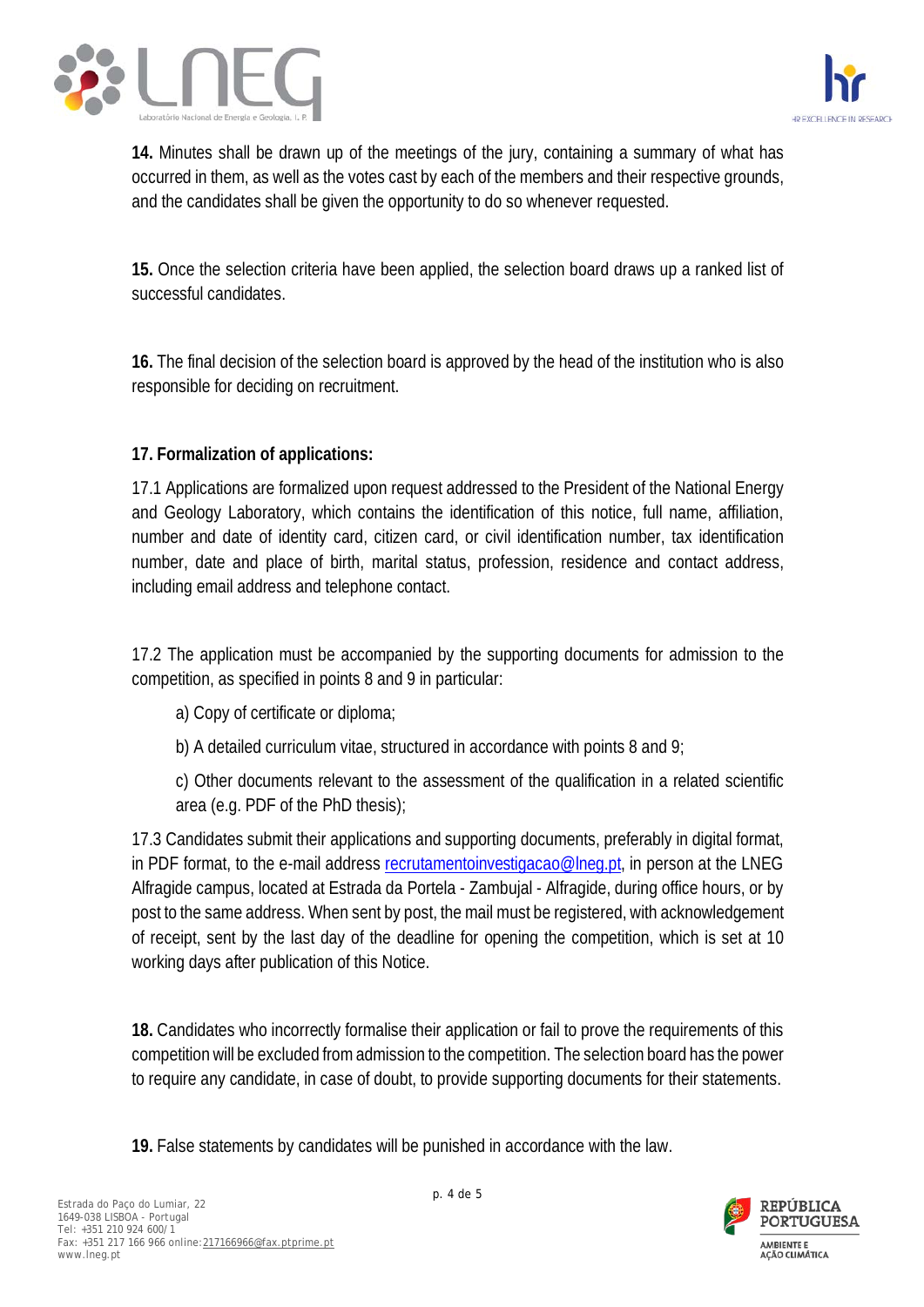**14.** Minutes shall be drawn up of the meetings of the jury, containing a summary of what has occurred in them, as well as the votes cast by each of the members and their respective grounds, and the candidates shall be given the opportunity to do so whenever requested.

**15.** Once the selection criteria have been applied, the selection board draws up a ranked list of successful candidates.

**16.** The final decision of the selection board is approved by the head of the institution who is also responsible for deciding on recruitment.

**17. Formalization of applications:**

17.1 Applications are formalized upon request addressed to the President of the National Energy and Geology Laboratory, which contains the identification of this notice, full name, affiliation, number and date of identity card, citizen card, or civil identification number, tax identification number, date and place of birth, marital status, profession, residence and contact address, including email address and telephone contact.

17.2 The application must be accompanied by the supporting documents for admission to the competition, as specified in points 8 and 9 in particular:

a) Copy of certificate or diploma;

b) A detailed curriculum vitae, structured in accordance with points 8 and 9;

c) Other documents relevant to the assessment of the qualification in a related scientific area (e.g. PDF of the PhD thesis);

17.3 Candidates submit their applications and supporting documents, preferably in digital format, in PDF format, to the e-mail address recrutamentoinvestigacao@lneg.pt, in person at the LNEG Alfragide campus, located at Estrada da Portela - Zambujal - Alfragide, during office hours, or by post to the same address. When sent by post, the mail must be registered, with acknowledgement of receipt, sent by the last day of the deadline for opening the competition, which is set at 10 working days after publication of this Notice.

**18.** Candidates who incorrectly formalise their application or fail to prove the requirements of this competition will be excluded from admission to the competition. The selection board has the power to require any candidate, in case of doubt, to provide supporting documents for their statements.

**19.** False statements by candidates will be punished in accordance with the law.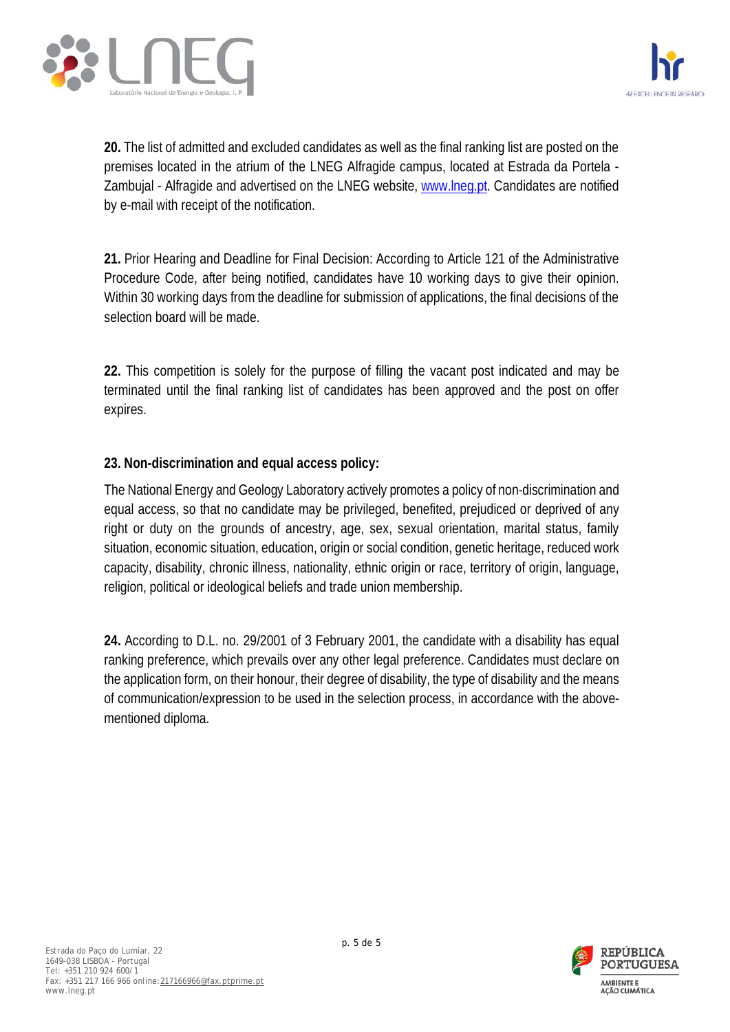**20.** The list of admitted and excluded candidates as well as the final ranking list are posted on the premises located in the atrium of the LNEG Alfragide campus, located at Estrada da Portela - Zambujal - Alfragide and advertised on the LNEG website, www.lneg.pt. Candidates are notified by e-mail with receipt of the notification.

**21.** Prior Hearing and Deadline for Final Decision: According to Article 121 of the Administrative Procedure Code, after being notified, candidates have 10 working days to give their opinion. Within 30 working days from the deadline for submission of applications, the final decisions of the selection board will be made.

**22.** This competition is solely for the purpose of filling the vacant post indicated and may be terminated until the final ranking list of candidates has been approved and the post on offer expires.

**23. Non-discrimination and equal access policy:**

The National Energy and Geology Laboratory actively promotes a policy of non-discrimination and equal access, so that no candidate may be privileged, benefited, prejudiced or deprived of any right or duty on the grounds of ancestry, age, sex, sexual orientation, marital status, family situation, economic situation, education, origin or social condition, genetic heritage, reduced work capacity, disability, chronic illness, nationality, ethnic origin or race, territory of origin, language, religion, political or ideological beliefs and trade union membership.

**24.** According to D.L. no. 29/2001 of 3 February 2001, the candidate with a disability has equal ranking preference, which prevails over any other legal preference. Candidates must declare on the application form, on their honour, their degree of disability, the type of disability and the means of communication/expression to be used in the selection process, in accordance with the above-mentioned diploma.